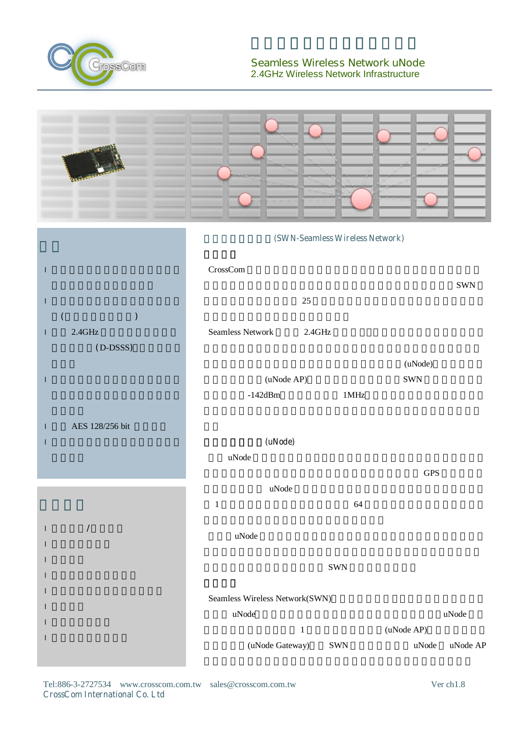# Seamless Wireless Network uNode

## 2.4GHz Wireless Network Infrastructure

- 2.4GHz (D-DSSS)
- AES 128/256 bit

(SWN-Seamless Wireless Network)

CrossCom SWN 25

Seamless Network 2.4GHz (uNode) (uNode AP) SWN -142dBm 1MHz

(uNode)

uNode GPS uNode 1 64

uNode SWN

Seamless Wireless Network(SWN) uNode uNode 1 (uNode AP) (uNode Gateway) SWN uNode uNode AP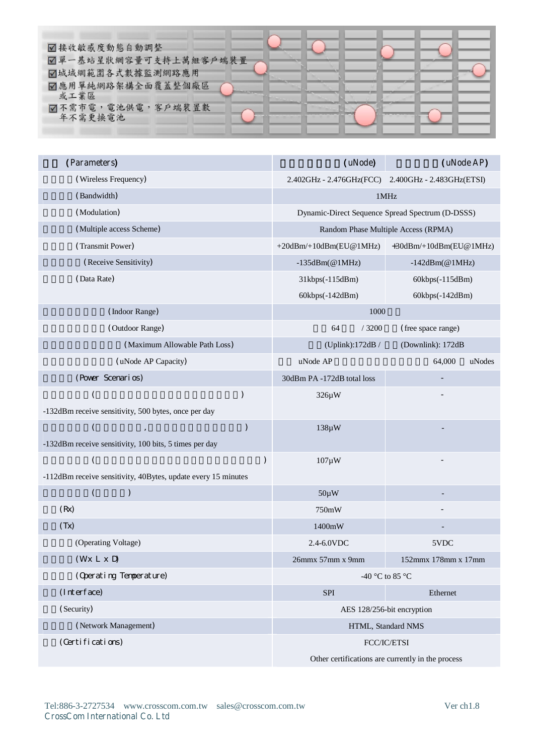- ☑ 接收敏感度動態自動調整
- ☑ 單一基站星狀網容量可支持上萬組客戶端裝置
- ☑ 城域網範圍各式數據監測網路應用
- ☑ 應用單純網路架構全面覆蓋整個廠區或工業區
- ☑ 不需市電，電池供電，客戶端裝置數年不需更換電池

| (Parameters) | (uNode) | (uNode AP) |
|---|---|---|
| (Wireless Frequency) | 2.402GHz - 2.476GHz(FCC) 2.400GHz - 2.483GHz(ETSI) | |
| (Bandwidth) | 1MHz | |
| (Modulation) | Dynamic-Direct Sequence Spread Spectrum (D-DSSS) | |
| (Multiple access Scheme) | Random Phase Multiple Access (RPMA) | |
| (Transmit Power) | +20dBm/+10dBm(EU@1MHz) | +30dBm/+10dBm(EU@1MHz) |
| (Receive Sensitivity) | -135dBm(@1MHz) | -142dBm(@1MHz) |
| (Data Rate) | 31kbps(-115dBm)<br>60kbps(-142dBm) | 60kbps(-115dBm)<br>60kbps(-142dBm) |
| (Indoor Range) | 1000 | |
| (Outdoor Range) | 64 / 3200 (free space range) | |
| (Maximum Allowable Path Loss) | (Uplink):172dB / (Downlink): 172dB | |
| (uNode AP Capacity) | uNode AP 64,000 uNodes | |
| (Power Scenarios) | 30dBm PA -172dB total loss | - |
| ( )<br>-132dBm receive sensitivity, 500 bytes, once per day | 326μW | - |
| ( , )<br>-132dBm receive sensitivity, 100 bits, 5 times per day | 138μW | - |
| ( )<br>-112dBm receive sensitivity, 40Bytes, update every 15 minutes | 107μW | - |
| ( ) | 50μW | - |
| (Rx) | 750mW | - |
| (Tx) | 1400mW | - |
| (Operating Voltage) | 2.4-6.0VDC | 5VDC |
| (W x L x D) | 26mmx 57mm x 9mm | 152mmx 178mm x 17mm |
| (Operating Temperature) | -40 °C to 85 °C | |
| (Interface) | SPI | Ethernet |
| (Security) | AES 128/256-bit encryption | |
| (Network Management) | HTML, Standard NMS | |
| (Certifications) | FCC/IC/ETSI<br>Other certifications are currently in the process | |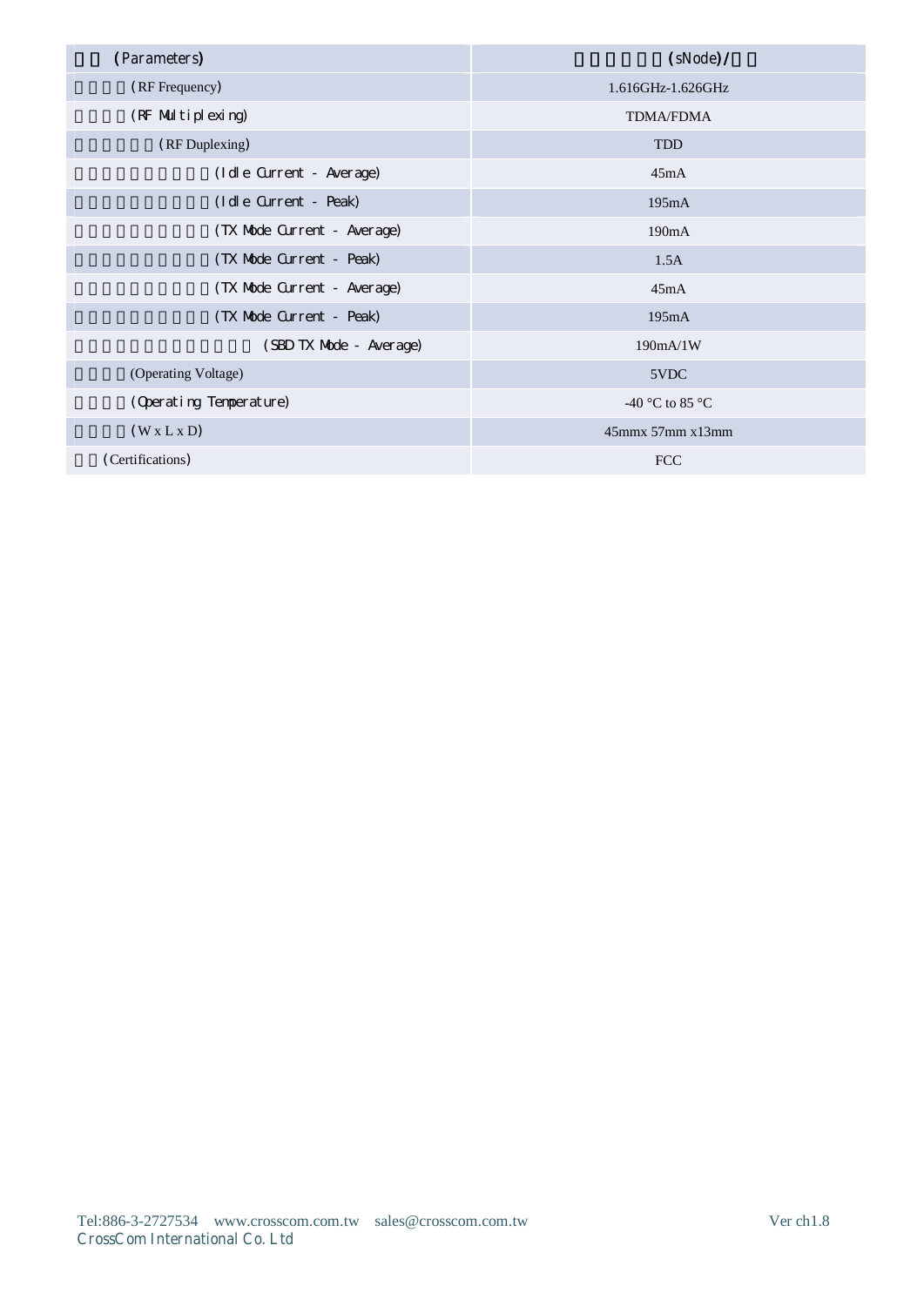| (Parameters) | (sNode)/ |
|---|---|
| (RF Frequency) | 1.616GHz-1.626GHz |
| (RF Multiplexing) | TDMA/FDMA |
| (RF Duplexing) | TDD |
| (Idle Current - Average) | 45mA |
| (Idle Current - Peak) | 195mA |
| (TX Mode Current - Average) | 190mA |
| (TX Mode Current - Peak) | 1.5A |
| (TX Mode Current - Average) | 45mA |
| (TX Mode Current - Peak) | 195mA |
| (SBD TX Mode - Average) | 190mA/1W |
| (Operating Voltage) | 5VDC |
| (Operating Temperature) | -40 °C to 85 °C |
| (W x L x D) | 45mmx 57mm x13mm |
| (Certifications) | FCC |